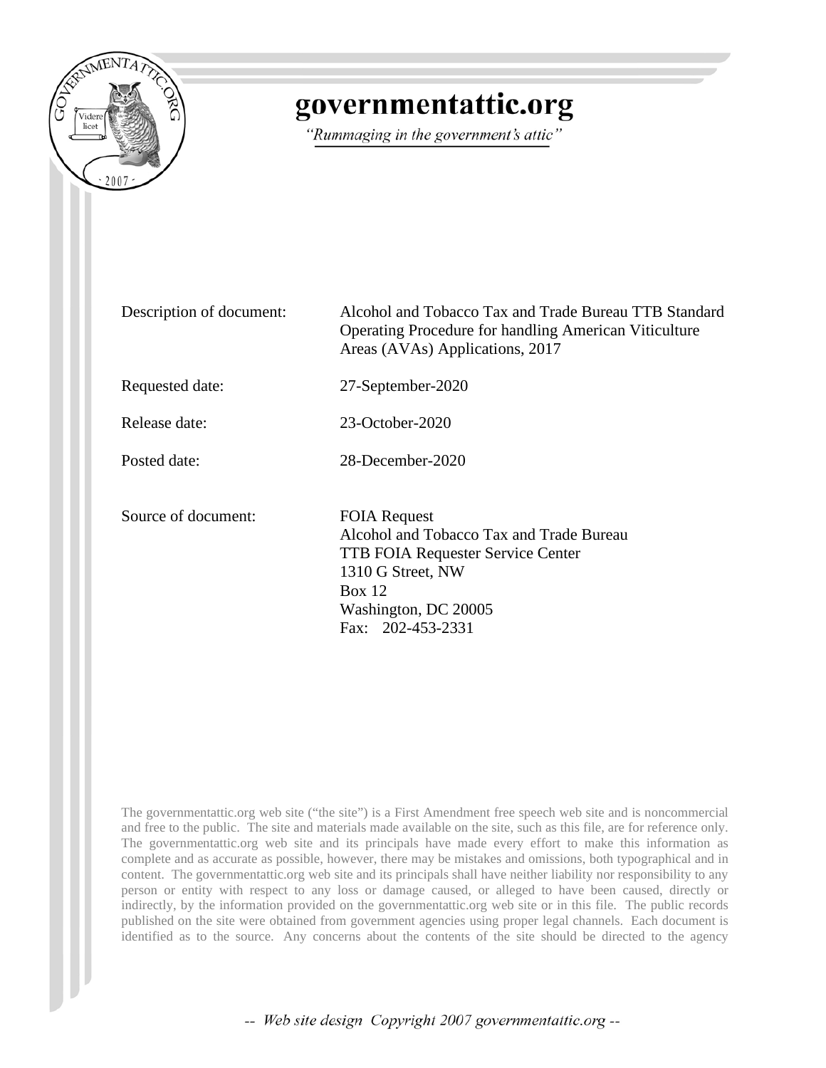# governmentattic.org

*"Rummaging in the government's attic"*

| | |
|---|---|
| Description of document: | Alcohol and Tobacco Tax and Trade Bureau TTB Standard Operating Procedure for handling American Viticulture Areas (AVAs) Applications, 2017 |
| Requested date: | 27-September-2020 |
| Release date: | 23-October-2020 |
| Posted date: | 28-December-2020 |
| Source of document: | FOIA Request<br>Alcohol and Tobacco Tax and Trade Bureau<br>TTB FOIA Requester Service Center<br>1310 G Street, NW<br>Box 12<br>Washington, DC 20005<br>Fax: 202-453-2331 |

The governmentattic.org web site ("the site") is a First Amendment free speech web site and is noncommercial and free to the public. The site and materials made available on the site, such as this file, are for reference only. The governmentattic.org web site and its principals have made every effort to make this information as complete and as accurate as possible, however, there may be mistakes and omissions, both typographical and in content. The governmentattic.org web site and its principals shall have neither liability nor responsibility to any person or entity with respect to any loss or damage caused, or alleged to have been caused, directly or indirectly, by the information provided on the governmentattic.org web site or in this file. The public records published on the site were obtained from government agencies using proper legal channels. Each document is identified as to the source. Any concerns about the contents of the site should be directed to the agency

-- Web site design Copyright 2007 governmentattic.org --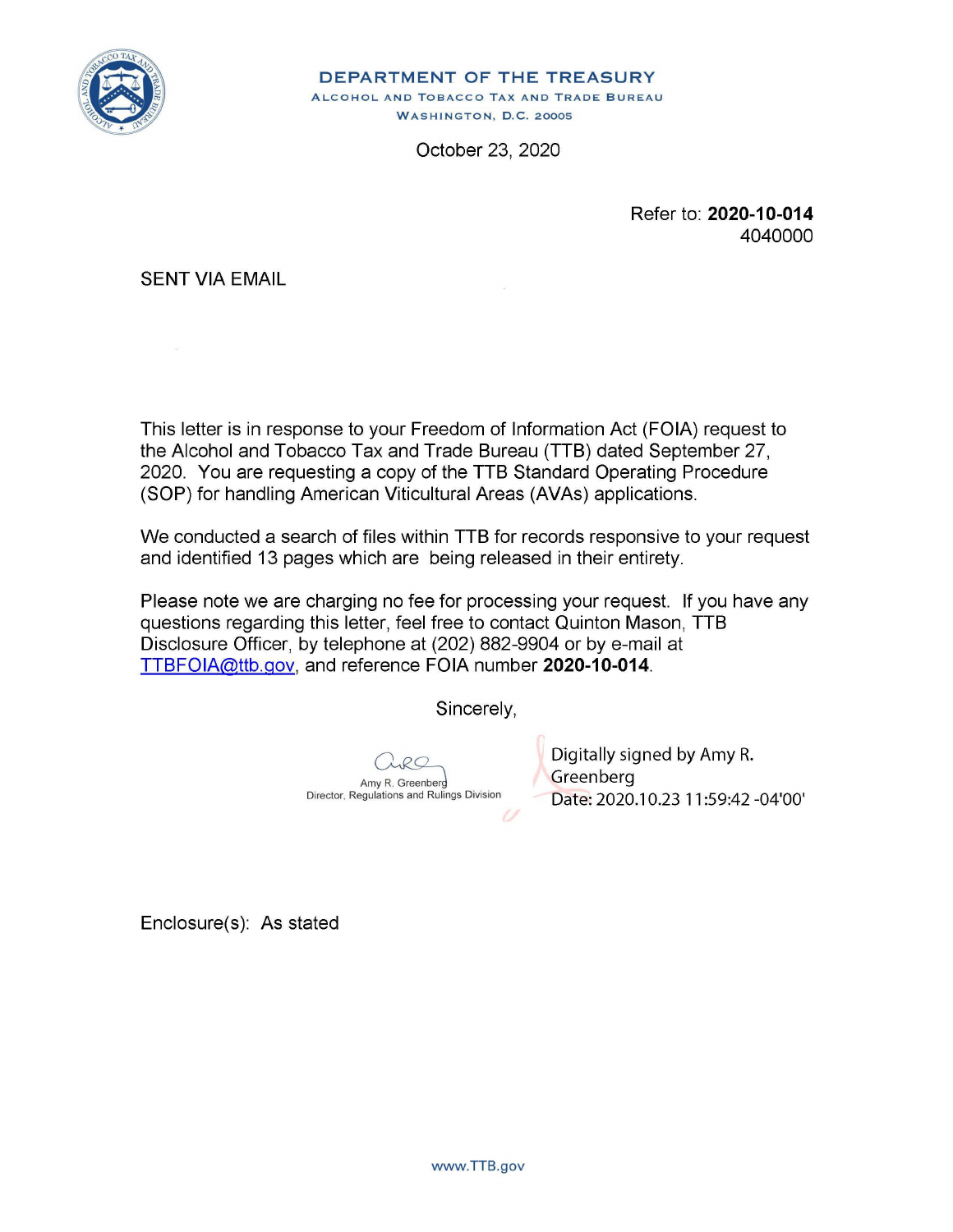**DEPARTMENT OF THE TREASURY**
ALCOHOL AND TOBACCO TAX AND TRADE BUREAU
WASHINGTON, D.C. 20005

October 23, 2020

Refer to: **2020-10-014**
4040000

SENT VIA EMAIL

This letter is in response to your Freedom of Information Act (FOIA) request to the Alcohol and Tobacco Tax and Trade Bureau (TTB) dated September 27, 2020. You are requesting a copy of the TTB Standard Operating Procedure (SOP) for handling American Viticultural Areas (AVAs) applications.

We conducted a search of files within TTB for records responsive to your request and identified 13 pages which are being released in their entirety.

Please note we are charging no fee for processing your request. If you have any questions regarding this letter, feel free to contact Quinton Mason, TTB Disclosure Officer, by telephone at (202) 882-9904 or by e-mail at TTBFOIA@ttb.gov, and reference FOIA number **2020-10-014**.

Sincerely,

Amy R. Greenberg
Director, Regulations and Rulings Division

Digitally signed by Amy R. Greenberg
Date: 2020.10.23 11:59:42 -04'00'

Enclosure(s): As stated

www.TTB.gov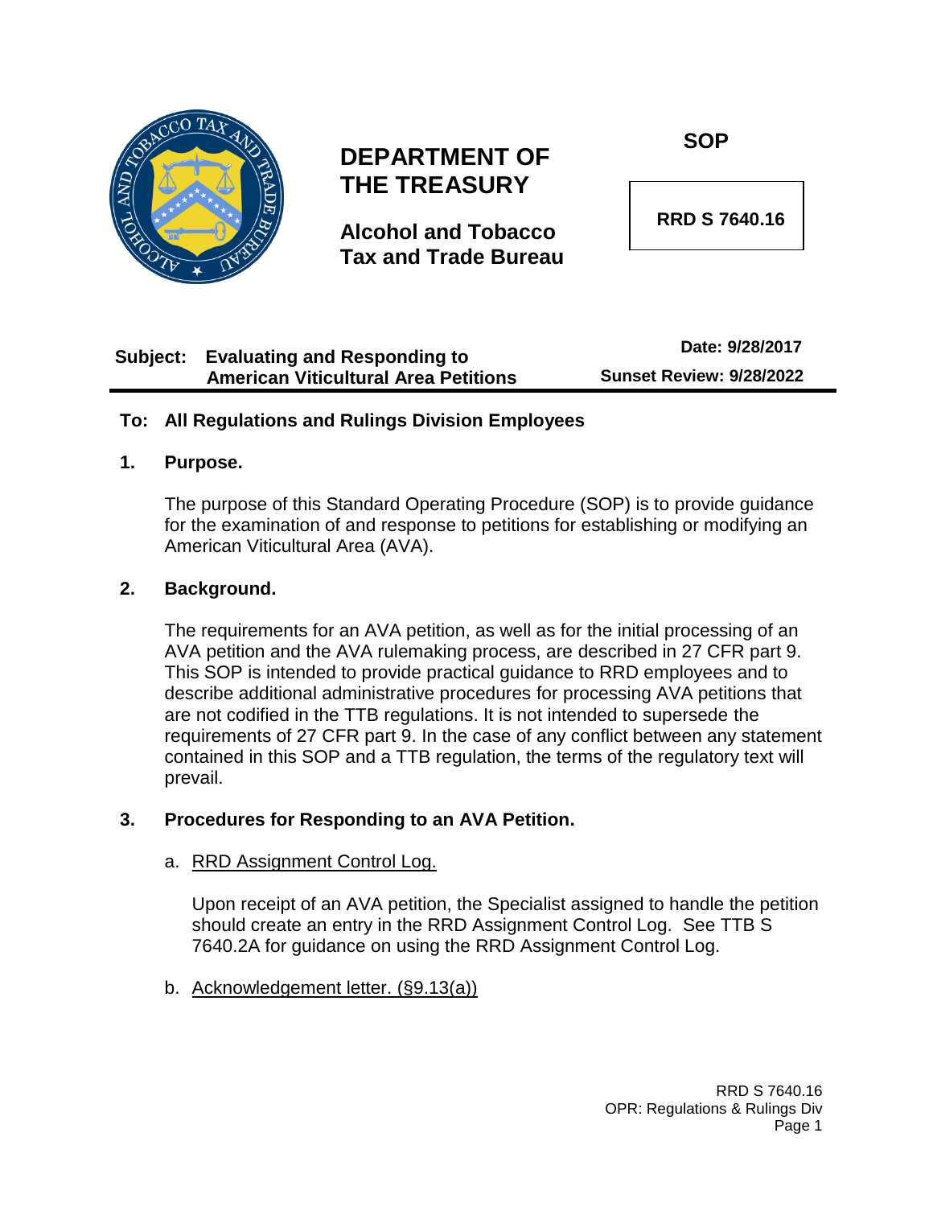# DEPARTMENT OF THE TREASURY

**Alcohol and Tobacco Tax and Trade Bureau**

**SOP**

**RRD S 7640.16**

**Subject: Evaluating and Responding to American Viticultural Area Petitions**

**Date: 9/28/2017**

**Sunset Review: 9/28/2022**

**To: All Regulations and Rulings Division Employees**

## 1. Purpose.

The purpose of this Standard Operating Procedure (SOP) is to provide guidance for the examination of and response to petitions for establishing or modifying an American Viticultural Area (AVA).

## 2. Background.

The requirements for an AVA petition, as well as for the initial processing of an AVA petition and the AVA rulemaking process, are described in 27 CFR part 9. This SOP is intended to provide practical guidance to RRD employees and to describe additional administrative procedures for processing AVA petitions that are not codified in the TTB regulations. It is not intended to supersede the requirements of 27 CFR part 9. In the case of any conflict between any statement contained in this SOP and a TTB regulation, the terms of the regulatory text will prevail.

## 3. Procedures for Responding to an AVA Petition.

a. RRD Assignment Control Log.

Upon receipt of an AVA petition, the Specialist assigned to handle the petition should create an entry in the RRD Assignment Control Log. See TTB S 7640.2A for guidance on using the RRD Assignment Control Log.

b. Acknowledgement letter. (§9.13(a))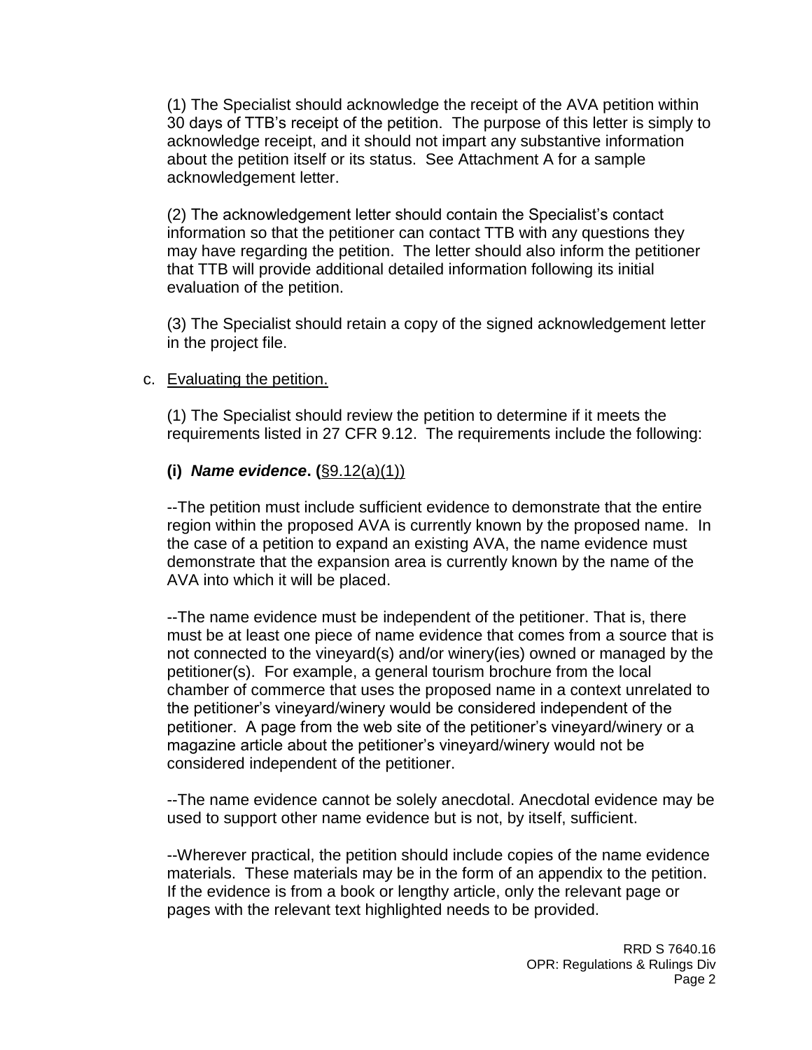(1) The Specialist should acknowledge the receipt of the AVA petition within 30 days of TTB's receipt of the petition. The purpose of this letter is simply to acknowledge receipt, and it should not impart any substantive information about the petition itself or its status. See Attachment A for a sample acknowledgement letter.

(2) The acknowledgement letter should contain the Specialist's contact information so that the petitioner can contact TTB with any questions they may have regarding the petition. The letter should also inform the petitioner that TTB will provide additional detailed information following its initial evaluation of the petition.

(3) The Specialist should retain a copy of the signed acknowledgement letter in the project file.

c. Evaluating the petition.

(1) The Specialist should review the petition to determine if it meets the requirements listed in 27 CFR 9.12. The requirements include the following:

**(i)** ***Name evidence*****. (**§9.12(a)(1))

--The petition must include sufficient evidence to demonstrate that the entire region within the proposed AVA is currently known by the proposed name. In the case of a petition to expand an existing AVA, the name evidence must demonstrate that the expansion area is currently known by the name of the AVA into which it will be placed.

--The name evidence must be independent of the petitioner. That is, there must be at least one piece of name evidence that comes from a source that is not connected to the vineyard(s) and/or winery(ies) owned or managed by the petitioner(s). For example, a general tourism brochure from the local chamber of commerce that uses the proposed name in a context unrelated to the petitioner's vineyard/winery would be considered independent of the petitioner. A page from the web site of the petitioner's vineyard/winery or a magazine article about the petitioner's vineyard/winery would not be considered independent of the petitioner.

--The name evidence cannot be solely anecdotal. Anecdotal evidence may be used to support other name evidence but is not, by itself, sufficient.

--Wherever practical, the petition should include copies of the name evidence materials. These materials may be in the form of an appendix to the petition. If the evidence is from a book or lengthy article, only the relevant page or pages with the relevant text highlighted needs to be provided.

RRD S 7640.16
OPR: Regulations & Rulings Div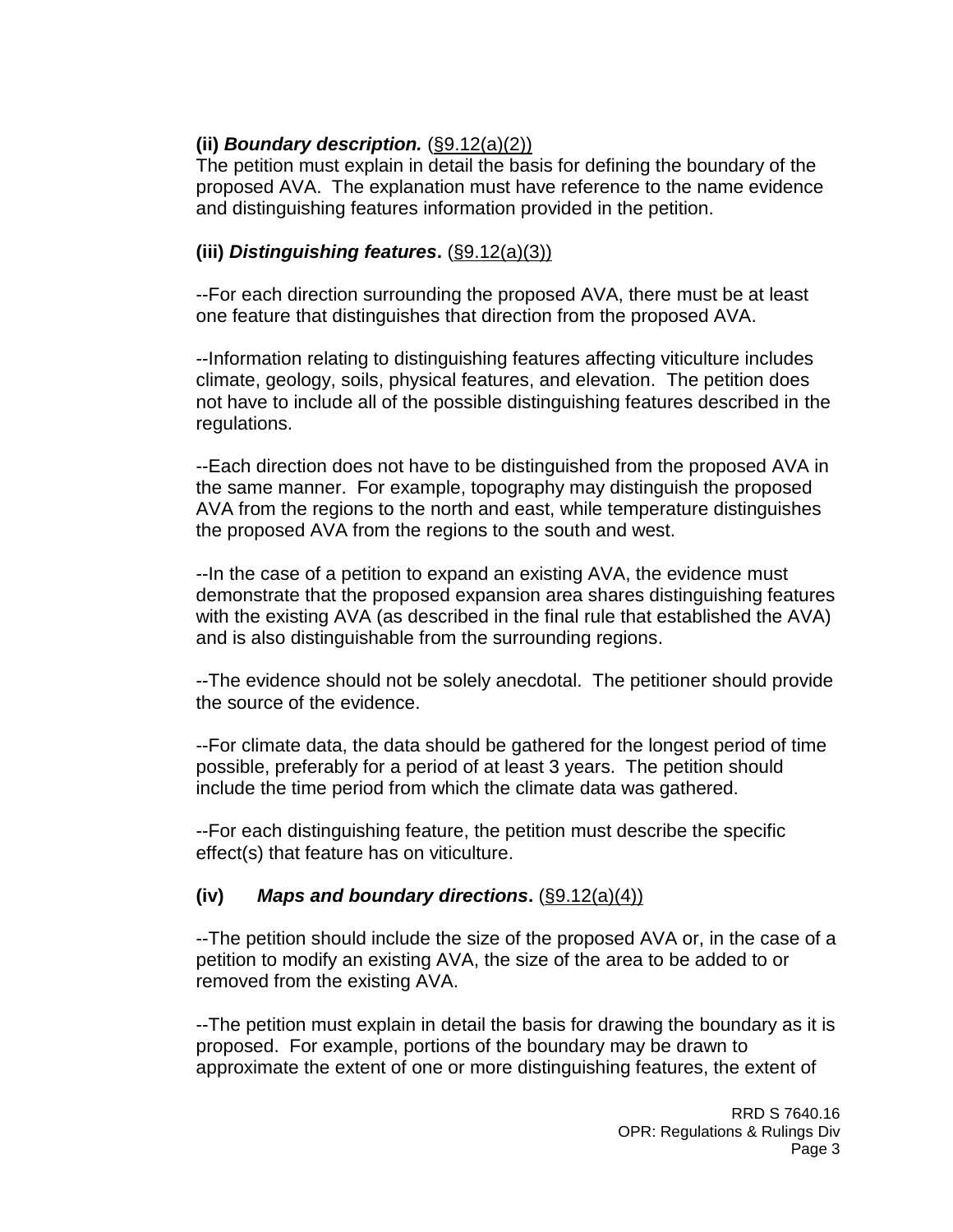**(ii)** ***Boundary description.*** (§9.12(a)(2))
The petition must explain in detail the basis for defining the boundary of the proposed AVA. The explanation must have reference to the name evidence and distinguishing features information provided in the petition.

**(iii)** ***Distinguishing features*****.** (§9.12(a)(3))

--For each direction surrounding the proposed AVA, there must be at least one feature that distinguishes that direction from the proposed AVA.

--Information relating to distinguishing features affecting viticulture includes climate, geology, soils, physical features, and elevation. The petition does not have to include all of the possible distinguishing features described in the regulations.

--Each direction does not have to be distinguished from the proposed AVA in the same manner. For example, topography may distinguish the proposed AVA from the regions to the north and east, while temperature distinguishes the proposed AVA from the regions to the south and west.

--In the case of a petition to expand an existing AVA, the evidence must demonstrate that the proposed expansion area shares distinguishing features with the existing AVA (as described in the final rule that established the AVA) and is also distinguishable from the surrounding regions.

--The evidence should not be solely anecdotal. The petitioner should provide the source of the evidence.

--For climate data, the data should be gathered for the longest period of time possible, preferably for a period of at least 3 years. The petition should include the time period from which the climate data was gathered.

--For each distinguishing feature, the petition must describe the specific effect(s) that feature has on viticulture.

**(iv)** ***Maps and boundary directions*****.** (§9.12(a)(4))

--The petition should include the size of the proposed AVA or, in the case of a petition to modify an existing AVA, the size of the area to be added to or removed from the existing AVA.

--The petition must explain in detail the basis for drawing the boundary as it is proposed. For example, portions of the boundary may be drawn to approximate the extent of one or more distinguishing features, the extent of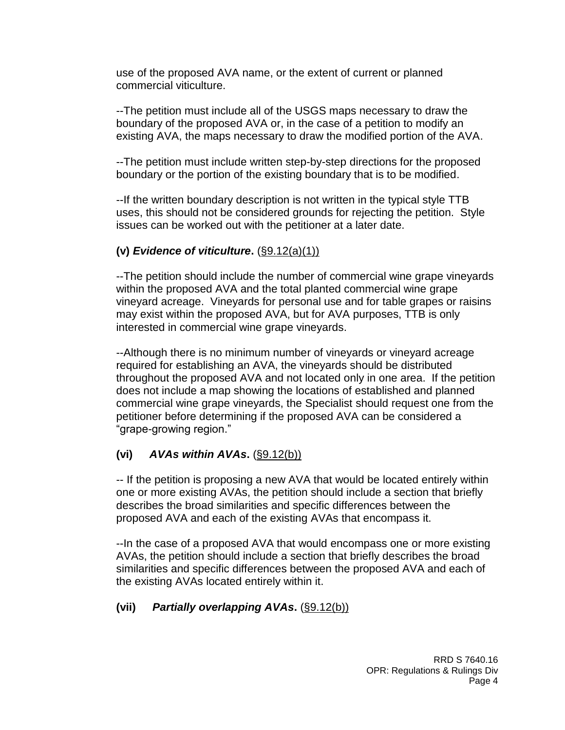use of the proposed AVA name, or the extent of current or planned commercial viticulture.

--The petition must include all of the USGS maps necessary to draw the boundary of the proposed AVA or, in the case of a petition to modify an existing AVA, the maps necessary to draw the modified portion of the AVA.

--The petition must include written step-by-step directions for the proposed boundary or the portion of the existing boundary that is to be modified.

--If the written boundary description is not written in the typical style TTB uses, this should not be considered grounds for rejecting the petition. Style issues can be worked out with the petitioner at a later date.

**(v) *Evidence of viticulture*.** (§9.12(a)(1))

--The petition should include the number of commercial wine grape vineyards within the proposed AVA and the total planted commercial wine grape vineyard acreage. Vineyards for personal use and for table grapes or raisins may exist within the proposed AVA, but for AVA purposes, TTB is only interested in commercial wine grape vineyards.

--Although there is no minimum number of vineyards or vineyard acreage required for establishing an AVA, the vineyards should be distributed throughout the proposed AVA and not located only in one area. If the petition does not include a map showing the locations of established and planned commercial wine grape vineyards, the Specialist should request one from the petitioner before determining if the proposed AVA can be considered a "grape-growing region."

**(vi) *AVAs within AVAs*.** (§9.12(b))

-- If the petition is proposing a new AVA that would be located entirely within one or more existing AVAs, the petition should include a section that briefly describes the broad similarities and specific differences between the proposed AVA and each of the existing AVAs that encompass it.

--In the case of a proposed AVA that would encompass one or more existing AVAs, the petition should include a section that briefly describes the broad similarities and specific differences between the proposed AVA and each of the existing AVAs located entirely within it.

**(vii) *Partially overlapping AVAs*.** (§9.12(b))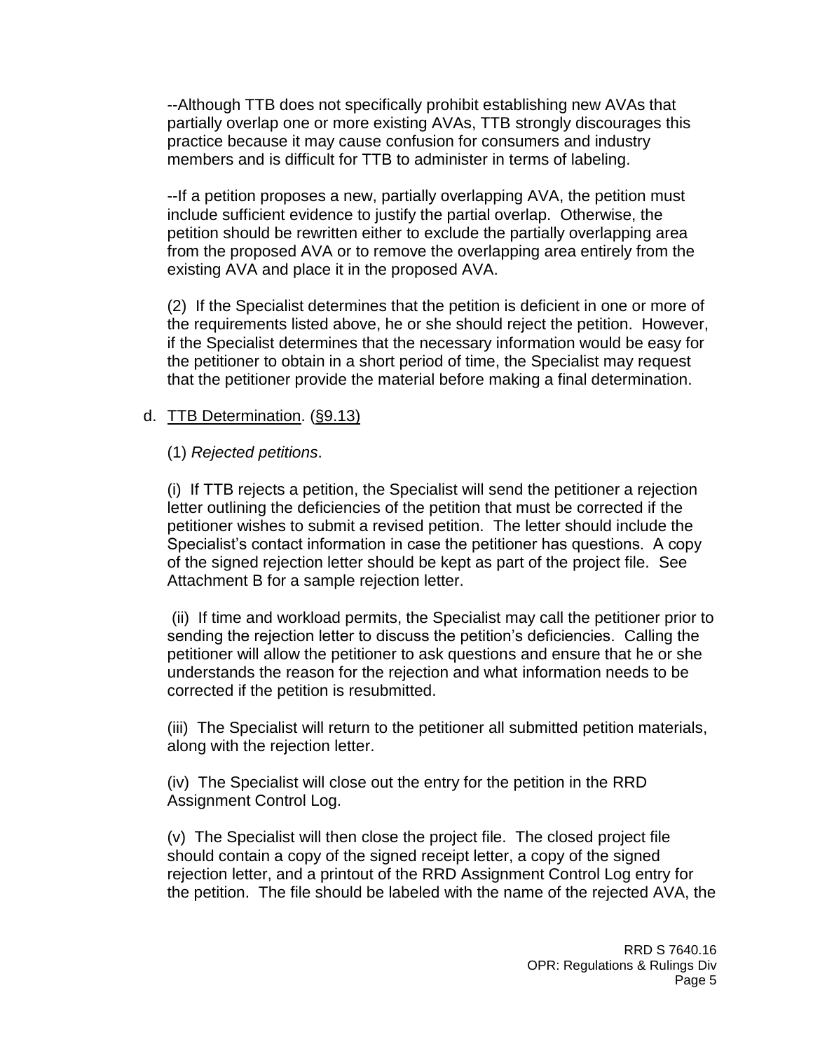--Although TTB does not specifically prohibit establishing new AVAs that partially overlap one or more existing AVAs, TTB strongly discourages this practice because it may cause confusion for consumers and industry members and is difficult for TTB to administer in terms of labeling.

--If a petition proposes a new, partially overlapping AVA, the petition must include sufficient evidence to justify the partial overlap. Otherwise, the petition should be rewritten either to exclude the partially overlapping area from the proposed AVA or to remove the overlapping area entirely from the existing AVA and place it in the proposed AVA.

(2) If the Specialist determines that the petition is deficient in one or more of the requirements listed above, he or she should reject the petition. However, if the Specialist determines that the necessary information would be easy for the petitioner to obtain in a short period of time, the Specialist may request that the petitioner provide the material before making a final determination.

d. TTB Determination. (§9.13)

(1) *Rejected petitions*.

(i) If TTB rejects a petition, the Specialist will send the petitioner a rejection letter outlining the deficiencies of the petition that must be corrected if the petitioner wishes to submit a revised petition. The letter should include the Specialist's contact information in case the petitioner has questions. A copy of the signed rejection letter should be kept as part of the project file. See Attachment B for a sample rejection letter.

(ii) If time and workload permits, the Specialist may call the petitioner prior to sending the rejection letter to discuss the petition's deficiencies. Calling the petitioner will allow the petitioner to ask questions and ensure that he or she understands the reason for the rejection and what information needs to be corrected if the petition is resubmitted.

(iii) The Specialist will return to the petitioner all submitted petition materials, along with the rejection letter.

(iv) The Specialist will close out the entry for the petition in the RRD Assignment Control Log.

(v) The Specialist will then close the project file. The closed project file should contain a copy of the signed receipt letter, a copy of the signed rejection letter, and a printout of the RRD Assignment Control Log entry for the petition. The file should be labeled with the name of the rejected AVA, the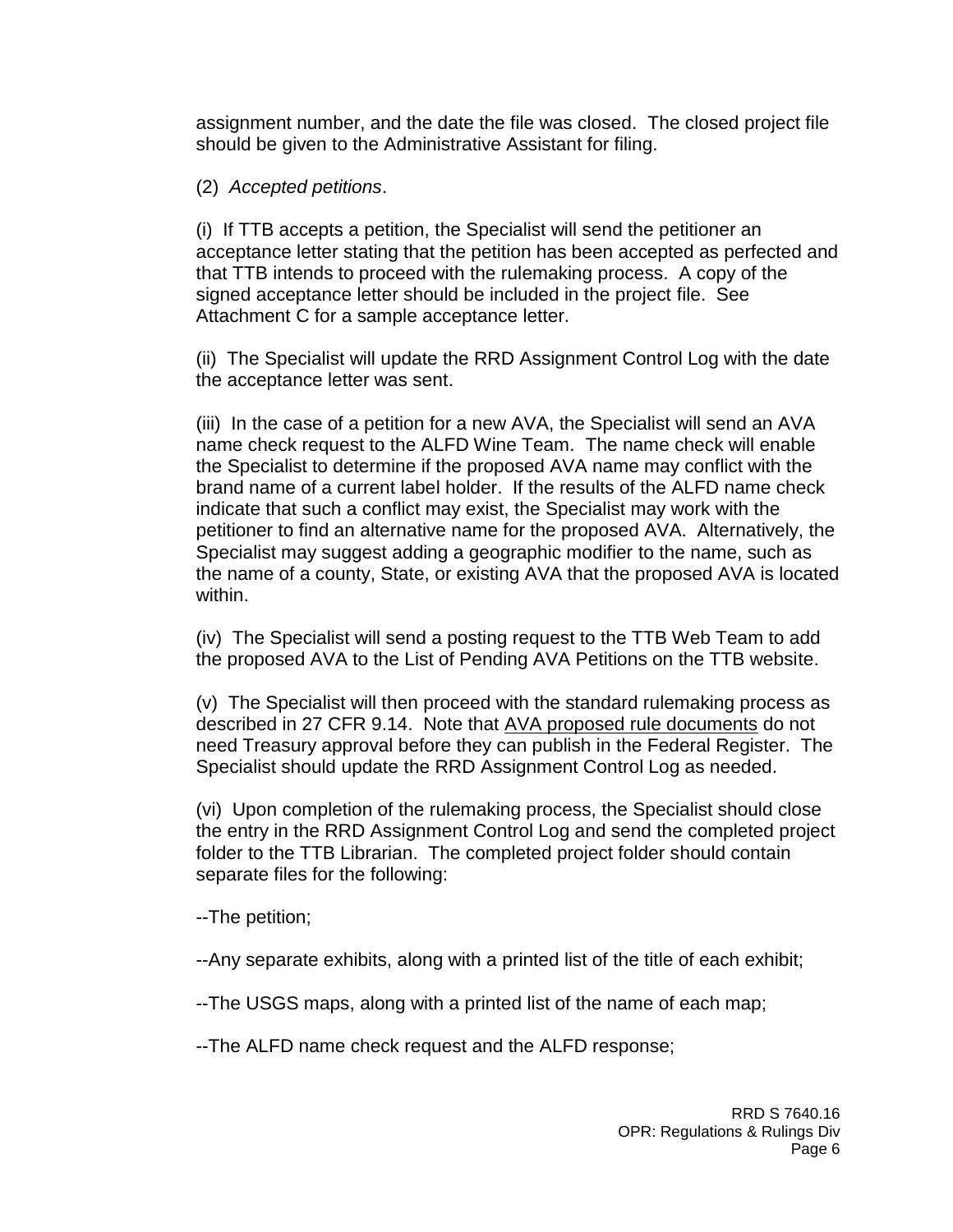assignment number, and the date the file was closed. The closed project file should be given to the Administrative Assistant for filing.

(2) *Accepted petitions*.

(i) If TTB accepts a petition, the Specialist will send the petitioner an acceptance letter stating that the petition has been accepted as perfected and that TTB intends to proceed with the rulemaking process. A copy of the signed acceptance letter should be included in the project file. See Attachment C for a sample acceptance letter.

(ii) The Specialist will update the RRD Assignment Control Log with the date the acceptance letter was sent.

(iii) In the case of a petition for a new AVA, the Specialist will send an AVA name check request to the ALFD Wine Team. The name check will enable the Specialist to determine if the proposed AVA name may conflict with the brand name of a current label holder. If the results of the ALFD name check indicate that such a conflict may exist, the Specialist may work with the petitioner to find an alternative name for the proposed AVA. Alternatively, the Specialist may suggest adding a geographic modifier to the name, such as the name of a county, State, or existing AVA that the proposed AVA is located within.

(iv) The Specialist will send a posting request to the TTB Web Team to add the proposed AVA to the List of Pending AVA Petitions on the TTB website.

(v) The Specialist will then proceed with the standard rulemaking process as described in 27 CFR 9.14. Note that AVA proposed rule documents do not need Treasury approval before they can publish in the Federal Register. The Specialist should update the RRD Assignment Control Log as needed.

(vi) Upon completion of the rulemaking process, the Specialist should close the entry in the RRD Assignment Control Log and send the completed project folder to the TTB Librarian. The completed project folder should contain separate files for the following:

--The petition;

--Any separate exhibits, along with a printed list of the title of each exhibit;

--The USGS maps, along with a printed list of the name of each map;

--The ALFD name check request and the ALFD response;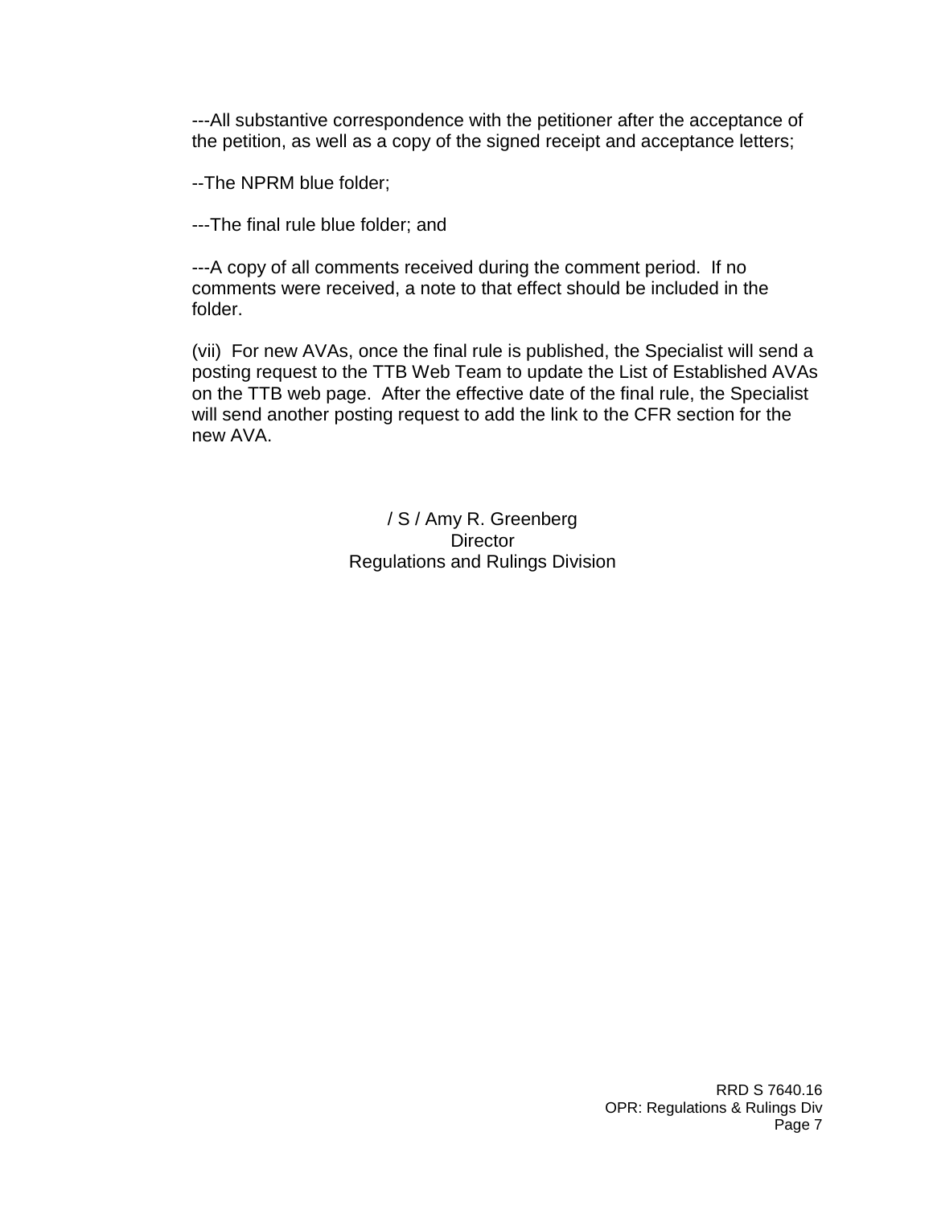---All substantive correspondence with the petitioner after the acceptance of the petition, as well as a copy of the signed receipt and acceptance letters;

--The NPRM blue folder;

---The final rule blue folder; and

---A copy of all comments received during the comment period. If no comments were received, a note to that effect should be included in the folder.

(vii) For new AVAs, once the final rule is published, the Specialist will send a posting request to the TTB Web Team to update the List of Established AVAs on the TTB web page. After the effective date of the final rule, the Specialist will send another posting request to add the link to the CFR section for the new AVA.

/ S / Amy R. Greenberg  
Director  
Regulations and Rulings Division

RRD S 7640.16  
OPR: Regulations & Rulings Div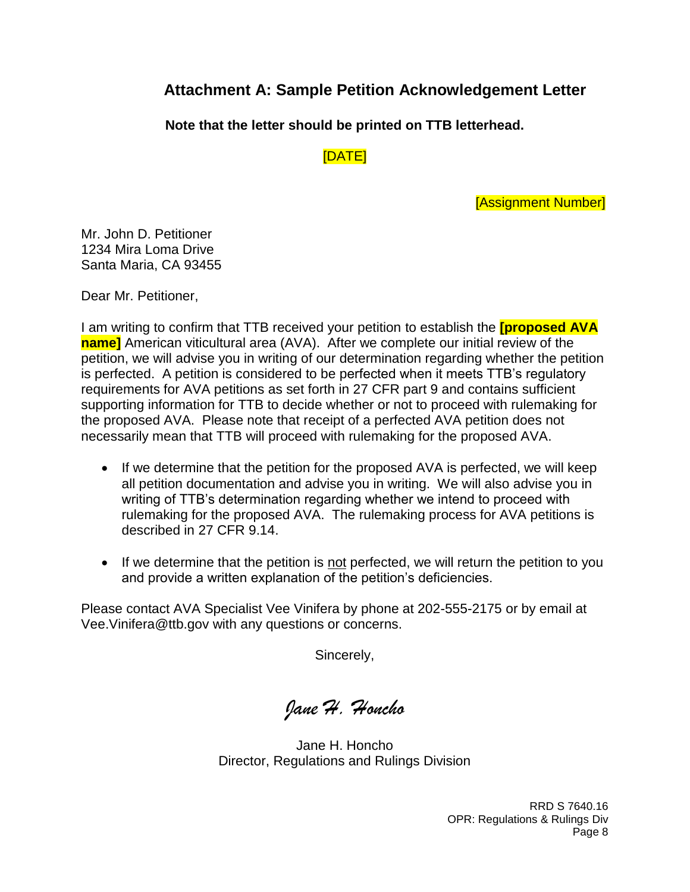## Attachment A: Sample Petition Acknowledgement Letter

**Note that the letter should be printed on TTB letterhead.**

[DATE]

[Assignment Number]

Mr. John D. Petitioner
1234 Mira Loma Drive
Santa Maria, CA 93455

Dear Mr. Petitioner,

I am writing to confirm that TTB received your petition to establish the **[proposed AVA name]** American viticultural area (AVA). After we complete our initial review of the petition, we will advise you in writing of our determination regarding whether the petition is perfected. A petition is considered to be perfected when it meets TTB's regulatory requirements for AVA petitions as set forth in 27 CFR part 9 and contains sufficient supporting information for TTB to decide whether or not to proceed with rulemaking for the proposed AVA. Please note that receipt of a perfected AVA petition does not necessarily mean that TTB will proceed with rulemaking for the proposed AVA.

- If we determine that the petition for the proposed AVA is perfected, we will keep all petition documentation and advise you in writing. We will also advise you in writing of TTB's determination regarding whether we intend to proceed with rulemaking for the proposed AVA. The rulemaking process for AVA petitions is described in 27 CFR 9.14.
- If we determine that the petition is not perfected, we will return the petition to you and provide a written explanation of the petition's deficiencies.

Please contact AVA Specialist Vee Vinifera by phone at 202-555-2175 or by email at Vee.Vinifera@ttb.gov with any questions or concerns.

Sincerely,

*Jane H. Honcho*

Jane H. Honcho
Director, Regulations and Rulings Division

RRD S 7640.16
OPR: Regulations & Rulings Div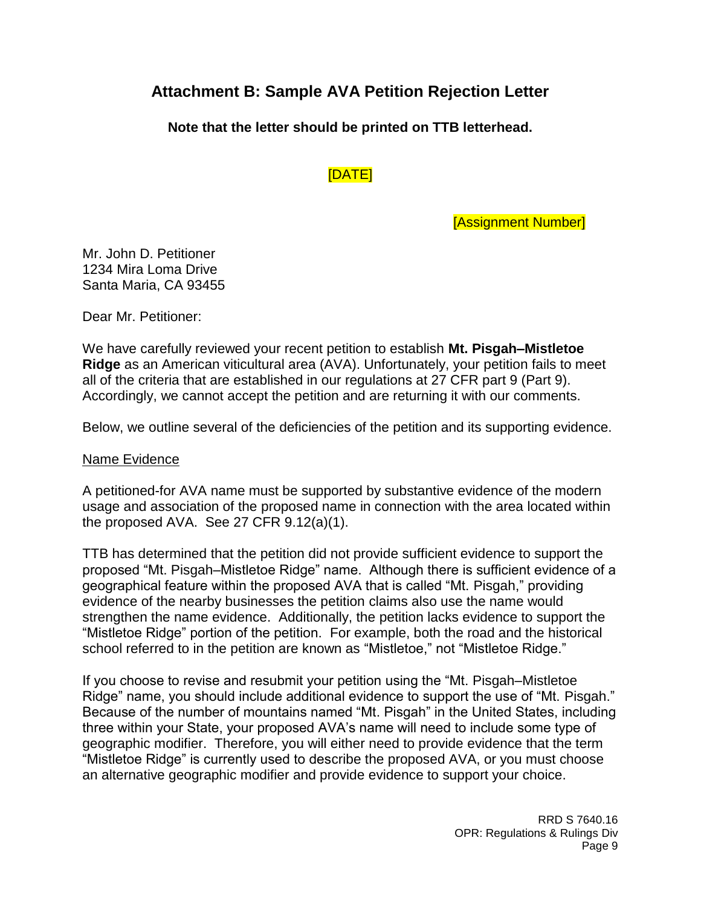## Attachment B: Sample AVA Petition Rejection Letter

**Note that the letter should be printed on TTB letterhead.**

[DATE]

[Assignment Number]

Mr. John D. Petitioner
1234 Mira Loma Drive
Santa Maria, CA 93455

Dear Mr. Petitioner:

We have carefully reviewed your recent petition to establish **Mt. Pisgah–Mistletoe Ridge** as an American viticultural area (AVA). Unfortunately, your petition fails to meet all of the criteria that are established in our regulations at 27 CFR part 9 (Part 9). Accordingly, we cannot accept the petition and are returning it with our comments.

Below, we outline several of the deficiencies of the petition and its supporting evidence.

Name Evidence

A petitioned-for AVA name must be supported by substantive evidence of the modern usage and association of the proposed name in connection with the area located within the proposed AVA. See 27 CFR 9.12(a)(1).

TTB has determined that the petition did not provide sufficient evidence to support the proposed "Mt. Pisgah–Mistletoe Ridge" name. Although there is sufficient evidence of a geographical feature within the proposed AVA that is called "Mt. Pisgah," providing evidence of the nearby businesses the petition claims also use the name would strengthen the name evidence. Additionally, the petition lacks evidence to support the "Mistletoe Ridge" portion of the petition. For example, both the road and the historical school referred to in the petition are known as "Mistletoe," not "Mistletoe Ridge."

If you choose to revise and resubmit your petition using the "Mt. Pisgah–Mistletoe Ridge" name, you should include additional evidence to support the use of "Mt. Pisgah." Because of the number of mountains named "Mt. Pisgah" in the United States, including three within your State, your proposed AVA's name will need to include some type of geographic modifier. Therefore, you will either need to provide evidence that the term "Mistletoe Ridge" is currently used to describe the proposed AVA, or you must choose an alternative geographic modifier and provide evidence to support your choice.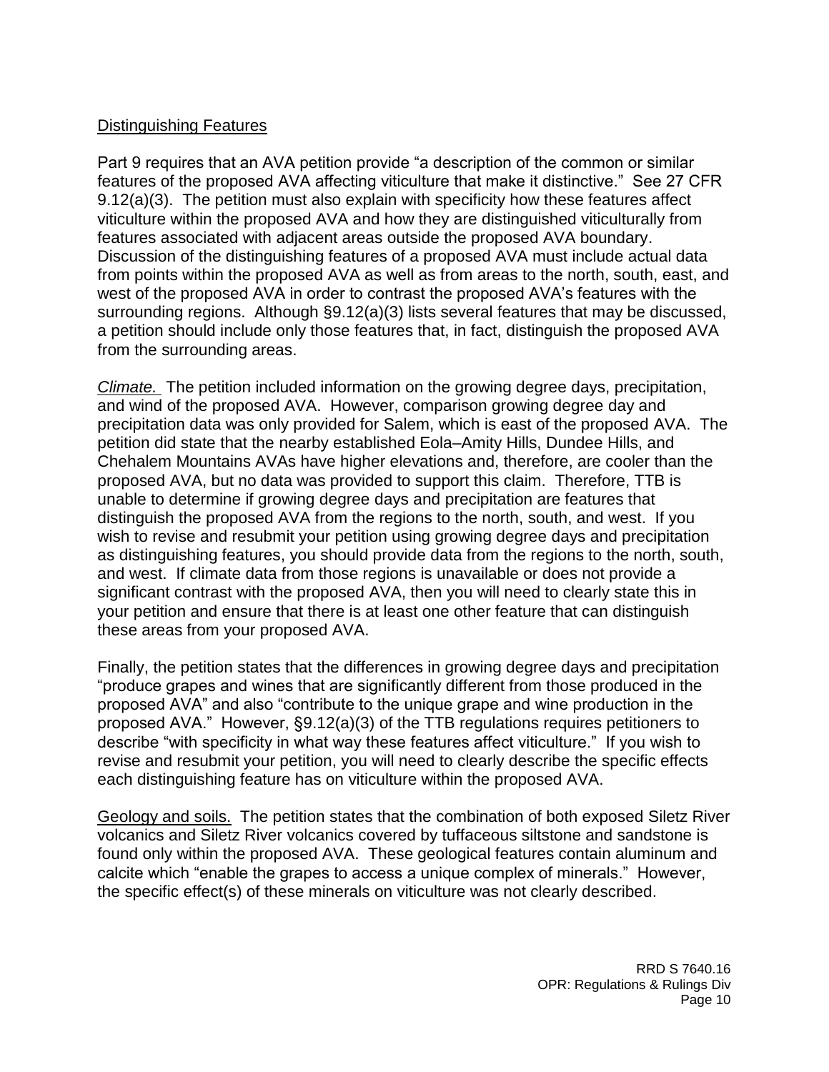<u>Distinguishing Features</u>

Part 9 requires that an AVA petition provide "a description of the common or similar features of the proposed AVA affecting viticulture that make it distinctive." See 27 CFR 9.12(a)(3). The petition must also explain with specificity how these features affect viticulture within the proposed AVA and how they are distinguished viticulturally from features associated with adjacent areas outside the proposed AVA boundary. Discussion of the distinguishing features of a proposed AVA must include actual data from points within the proposed AVA as well as from areas to the north, south, east, and west of the proposed AVA in order to contrast the proposed AVA's features with the surrounding regions. Although §9.12(a)(3) lists several features that may be discussed, a petition should include only those features that, in fact, distinguish the proposed AVA from the surrounding areas.

*<u>Climate.</u>* The petition included information on the growing degree days, precipitation, and wind of the proposed AVA. However, comparison growing degree day and precipitation data was only provided for Salem, which is east of the proposed AVA. The petition did state that the nearby established Eola–Amity Hills, Dundee Hills, and Chehalem Mountains AVAs have higher elevations and, therefore, are cooler than the proposed AVA, but no data was provided to support this claim. Therefore, TTB is unable to determine if growing degree days and precipitation are features that distinguish the proposed AVA from the regions to the north, south, and west. If you wish to revise and resubmit your petition using growing degree days and precipitation as distinguishing features, you should provide data from the regions to the north, south, and west. If climate data from those regions is unavailable or does not provide a significant contrast with the proposed AVA, then you will need to clearly state this in your petition and ensure that there is at least one other feature that can distinguish these areas from your proposed AVA.

Finally, the petition states that the differences in growing degree days and precipitation "produce grapes and wines that are significantly different from those produced in the proposed AVA" and also "contribute to the unique grape and wine production in the proposed AVA." However, §9.12(a)(3) of the TTB regulations requires petitioners to describe "with specificity in what way these features affect viticulture." If you wish to revise and resubmit your petition, you will need to clearly describe the specific effects each distinguishing feature has on viticulture within the proposed AVA.

<u>Geology and soils.</u> The petition states that the combination of both exposed Siletz River volcanics and Siletz River volcanics covered by tuffaceous siltstone and sandstone is found only within the proposed AVA. These geological features contain aluminum and calcite which "enable the grapes to access a unique complex of minerals." However, the specific effect(s) of these minerals on viticulture was not clearly described.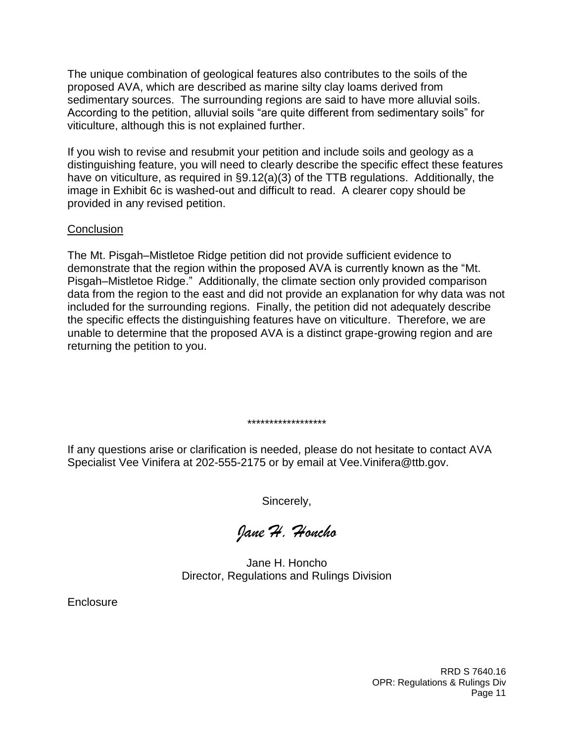The unique combination of geological features also contributes to the soils of the proposed AVA, which are described as marine silty clay loams derived from sedimentary sources. The surrounding regions are said to have more alluvial soils. According to the petition, alluvial soils "are quite different from sedimentary soils" for viticulture, although this is not explained further.

If you wish to revise and resubmit your petition and include soils and geology as a distinguishing feature, you will need to clearly describe the specific effect these features have on viticulture, as required in §9.12(a)(3) of the TTB regulations. Additionally, the image in Exhibit 6c is washed-out and difficult to read. A clearer copy should be provided in any revised petition.

Conclusion

The Mt. Pisgah–Mistletoe Ridge petition did not provide sufficient evidence to demonstrate that the region within the proposed AVA is currently known as the "Mt. Pisgah–Mistletoe Ridge." Additionally, the climate section only provided comparison data from the region to the east and did not provide an explanation for why data was not included for the surrounding regions. Finally, the petition did not adequately describe the specific effects the distinguishing features have on viticulture. Therefore, we are unable to determine that the proposed AVA is a distinct grape-growing region and are returning the petition to you.

******************

If any questions arise or clarification is needed, please do not hesitate to contact AVA Specialist Vee Vinifera at 202-555-2175 or by email at Vee.Vinifera@ttb.gov.

Sincerely,

*Jane H. Honcho*

Jane H. Honcho
Director, Regulations and Rulings Division

Enclosure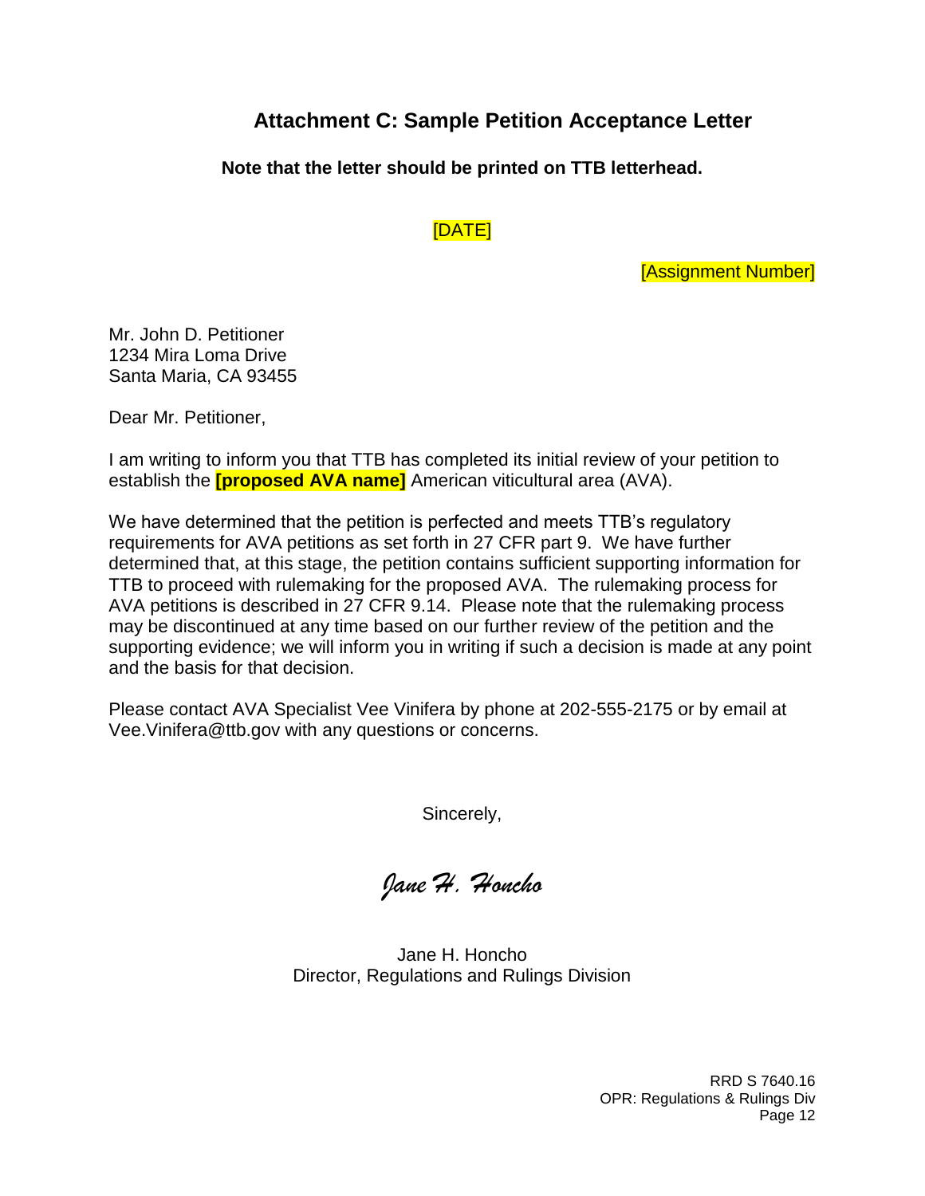## Attachment C: Sample Petition Acceptance Letter

**Note that the letter should be printed on TTB letterhead.**

[DATE]

[Assignment Number]

Mr. John D. Petitioner
1234 Mira Loma Drive
Santa Maria, CA 93455

Dear Mr. Petitioner,

I am writing to inform you that TTB has completed its initial review of your petition to establish the **[proposed AVA name]** American viticultural area (AVA).

We have determined that the petition is perfected and meets TTB's regulatory requirements for AVA petitions as set forth in 27 CFR part 9. We have further determined that, at this stage, the petition contains sufficient supporting information for TTB to proceed with rulemaking for the proposed AVA. The rulemaking process for AVA petitions is described in 27 CFR 9.14. Please note that the rulemaking process may be discontinued at any time based on our further review of the petition and the supporting evidence; we will inform you in writing if such a decision is made at any point and the basis for that decision.

Please contact AVA Specialist Vee Vinifera by phone at 202-555-2175 or by email at Vee.Vinifera@ttb.gov with any questions or concerns.

Sincerely,

*Jane H. Honcho*

Jane H. Honcho
Director, Regulations and Rulings Division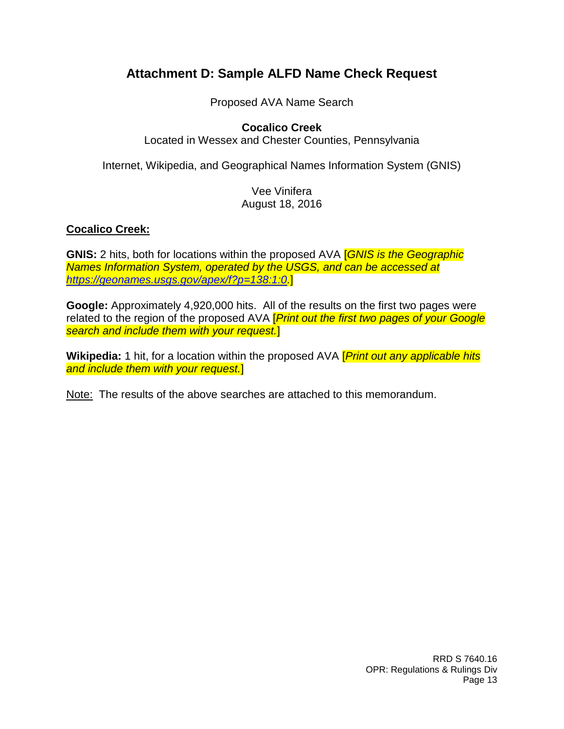## Attachment D: Sample ALFD Name Check Request

Proposed AVA Name Search

**Cocalico Creek**
Located in Wessex and Chester Counties, Pennsylvania

Internet, Wikipedia, and Geographical Names Information System (GNIS)

Vee Vinifera
August 18, 2016

**Cocalico Creek:**

**GNIS:** 2 hits, both for locations within the proposed AVA [*GNIS is the Geographic Names Information System, operated by the USGS, and can be accessed at https://geonames.usgs.gov/apex/f?p=138:1:0.*]

**Google:** Approximately 4,920,000 hits. All of the results on the first two pages were related to the region of the proposed AVA [*Print out the first two pages of your Google search and include them with your request.*]

**Wikipedia:** 1 hit, for a location within the proposed AVA [*Print out any applicable hits and include them with your request.*]

Note: The results of the above searches are attached to this memorandum.

RRD S 7640.16
OPR: Regulations & Rulings Div